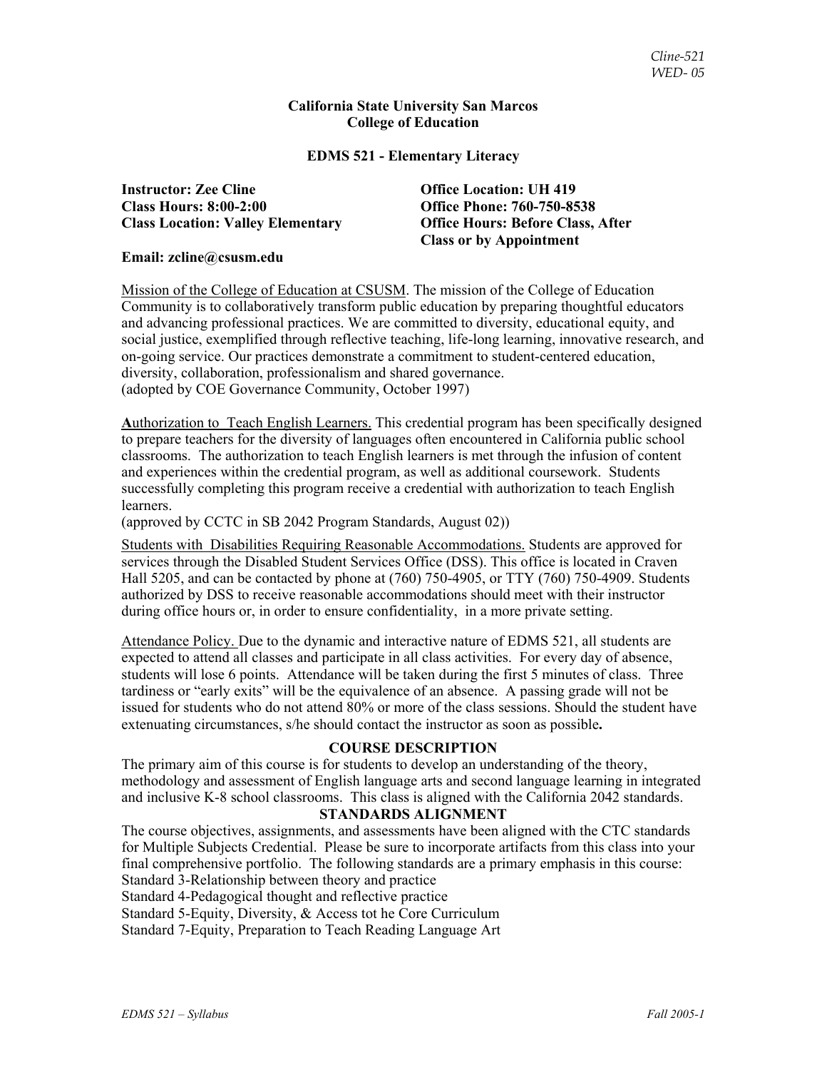**California State University San Marcos**
**College of Education**

**EDMS 521 - Elementary Literacy**

**Instructor: Zee Cline**
**Class Hours: 8:00-2:00**
**Class Location: Valley Elementary**

**Office Location: UH 419**
**Office Phone: 760-750-8538**
**Office Hours: Before Class, After Class or by Appointment**

**Email: zcline@csusm.edu**

Mission of the College of Education at CSUSM. The mission of the College of Education Community is to collaboratively transform public education by preparing thoughtful educators and advancing professional practices. We are committed to diversity, educational equity, and social justice, exemplified through reflective teaching, life-long learning, innovative research, and on-going service. Our practices demonstrate a commitment to student-centered education, diversity, collaboration, professionalism and shared governance.
(adopted by COE Governance Community, October 1997)

**A**uthorization to Teach English Learners. This credential program has been specifically designed to prepare teachers for the diversity of languages often encountered in California public school classrooms. The authorization to teach English learners is met through the infusion of content and experiences within the credential program, as well as additional coursework. Students successfully completing this program receive a credential with authorization to teach English learners.
(approved by CCTC in SB 2042 Program Standards, August 02))

Students with Disabilities Requiring Reasonable Accommodations. Students are approved for services through the Disabled Student Services Office (DSS). This office is located in Craven Hall 5205, and can be contacted by phone at (760) 750-4905, or TTY (760) 750-4909. Students authorized by DSS to receive reasonable accommodations should meet with their instructor during office hours or, in order to ensure confidentiality, in a more private setting.

Attendance Policy. Due to the dynamic and interactive nature of EDMS 521, all students are expected to attend all classes and participate in all class activities. For every day of absence, students will lose 6 points. Attendance will be taken during the first 5 minutes of class. Three tardiness or "early exits" will be the equivalence of an absence. A passing grade will not be issued for students who do not attend 80% or more of the class sessions. Should the student have extenuating circumstances, s/he should contact the instructor as soon as possible**.**

## COURSE DESCRIPTION

The primary aim of this course is for students to develop an understanding of the theory, methodology and assessment of English language arts and second language learning in integrated and inclusive K-8 school classrooms. This class is aligned with the California 2042 standards.

## STANDARDS ALIGNMENT

The course objectives, assignments, and assessments have been aligned with the CTC standards for Multiple Subjects Credential. Please be sure to incorporate artifacts from this class into your final comprehensive portfolio. The following standards are a primary emphasis in this course:
Standard 3-Relationship between theory and practice
Standard 4-Pedagogical thought and reflective practice
Standard 5-Equity, Diversity, & Access tot he Core Curriculum
Standard 7-Equity, Preparation to Teach Reading Language Art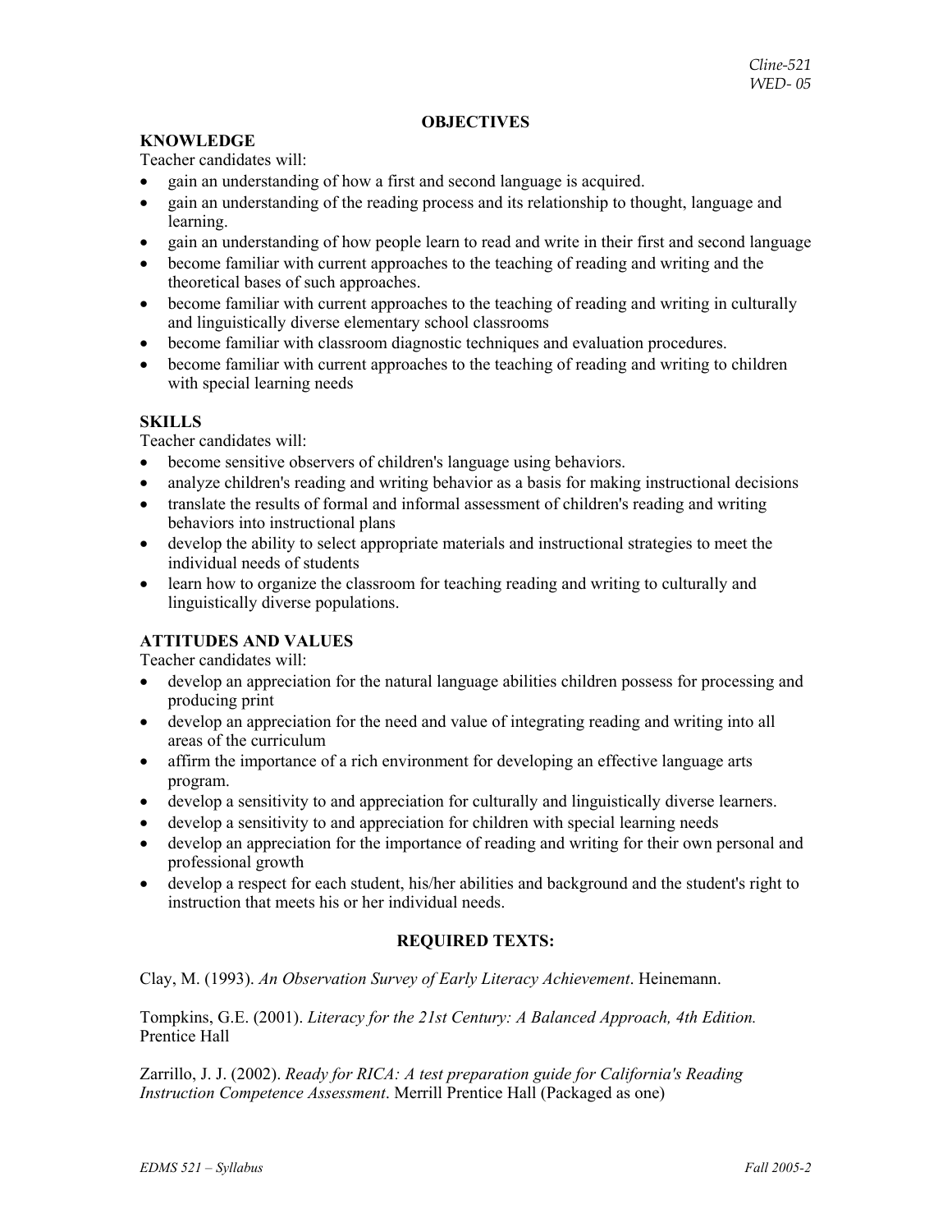## OBJECTIVES

### KNOWLEDGE

Teacher candidates will:

- gain an understanding of how a first and second language is acquired.
- gain an understanding of the reading process and its relationship to thought, language and learning.
- gain an understanding of how people learn to read and write in their first and second language
- become familiar with current approaches to the teaching of reading and writing and the theoretical bases of such approaches.
- become familiar with current approaches to the teaching of reading and writing in culturally and linguistically diverse elementary school classrooms
- become familiar with classroom diagnostic techniques and evaluation procedures.
- become familiar with current approaches to the teaching of reading and writing to children with special learning needs

### SKILLS

Teacher candidates will:

- become sensitive observers of children's language using behaviors.
- analyze children's reading and writing behavior as a basis for making instructional decisions
- translate the results of formal and informal assessment of children's reading and writing behaviors into instructional plans
- develop the ability to select appropriate materials and instructional strategies to meet the individual needs of students
- learn how to organize the classroom for teaching reading and writing to culturally and linguistically diverse populations.

### ATTITUDES AND VALUES

Teacher candidates will:

- develop an appreciation for the natural language abilities children possess for processing and producing print
- develop an appreciation for the need and value of integrating reading and writing into all areas of the curriculum
- affirm the importance of a rich environment for developing an effective language arts program.
- develop a sensitivity to and appreciation for culturally and linguistically diverse learners.
- develop a sensitivity to and appreciation for children with special learning needs
- develop an appreciation for the importance of reading and writing for their own personal and professional growth
- develop a respect for each student, his/her abilities and background and the student's right to instruction that meets his or her individual needs.

## REQUIRED TEXTS:

Clay, M. (1993). *An Observation Survey of Early Literacy Achievement*. Heinemann.

Tompkins, G.E. (2001). *Literacy for the 21st Century: A Balanced Approach, 4th Edition.* Prentice Hall

Zarrillo, J. J. (2002). *Ready for RICA: A test preparation guide for California's Reading Instruction Competence Assessment*. Merrill Prentice Hall (Packaged as one)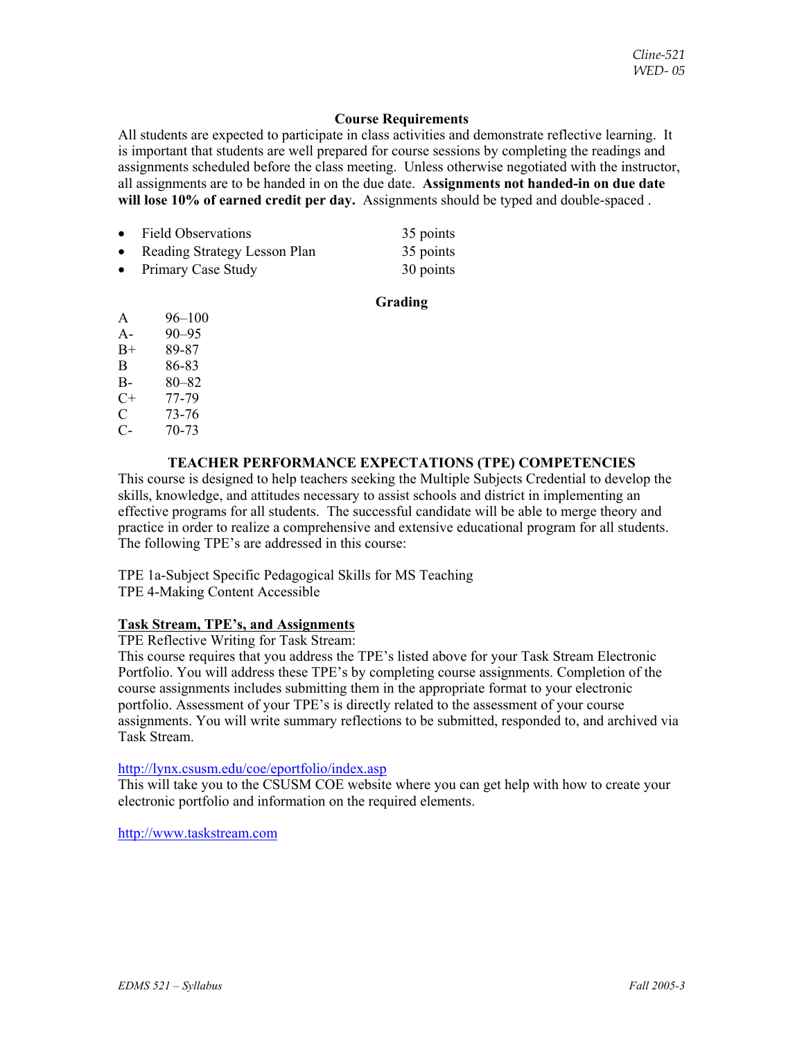## Course Requirements

All students are expected to participate in class activities and demonstrate reflective learning. It is important that students are well prepared for course sessions by completing the readings and assignments scheduled before the class meeting. Unless otherwise negotiated with the instructor, all assignments are to be handed in on the due date. **Assignments not handed-in on due date will lose 10% of earned credit per day.** Assignments should be typed and double-spaced .

- Field Observations — 35 points
- Reading Strategy Lesson Plan — 35 points
- Primary Case Study — 30 points

## Grading

| | |
|---|---|
| A | 96–100 |
| A- | 90–95 |
| B+ | 89-87 |
| B | 86-83 |
| B- | 80–82 |
| C+ | 77-79 |
| C | 73-76 |
| C- | 70-73 |

## TEACHER PERFORMANCE EXPECTATIONS (TPE) COMPETENCIES

This course is designed to help teachers seeking the Multiple Subjects Credential to develop the skills, knowledge, and attitudes necessary to assist schools and district in implementing an effective programs for all students. The successful candidate will be able to merge theory and practice in order to realize a comprehensive and extensive educational program for all students. The following TPE's are addressed in this course:

TPE 1a-Subject Specific Pedagogical Skills for MS Teaching
TPE 4-Making Content Accessible

**Task Stream, TPE's, and Assignments**

TPE Reflective Writing for Task Stream:
This course requires that you address the TPE's listed above for your Task Stream Electronic Portfolio. You will address these TPE's by completing course assignments. Completion of the course assignments includes submitting them in the appropriate format to your electronic portfolio. Assessment of your TPE's is directly related to the assessment of your course assignments. You will write summary reflections to be submitted, responded to, and archived via Task Stream.

http://lynx.csusm.edu/coe/eportfolio/index.asp
This will take you to the CSUSM COE website where you can get help with how to create your electronic portfolio and information on the required elements.

http://www.taskstream.com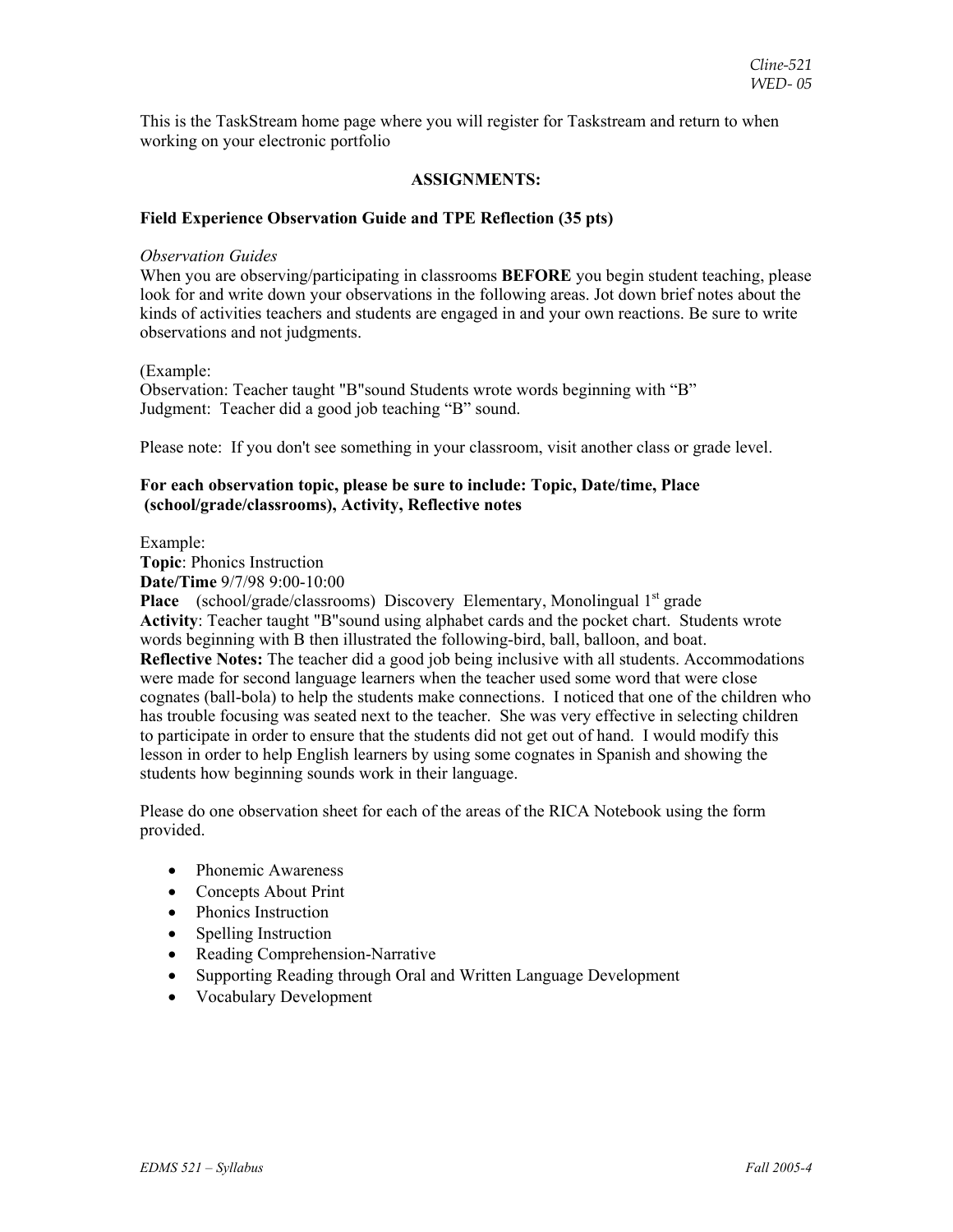This is the TaskStream home page where you will register for Taskstream and return to when working on your electronic portfolio

## ASSIGNMENTS:

### Field Experience Observation Guide and TPE Reflection (35 pts)

*Observation Guides*

When you are observing/participating in classrooms **BEFORE** you begin student teaching, please look for and write down your observations in the following areas. Jot down brief notes about the kinds of activities teachers and students are engaged in and your own reactions. Be sure to write observations and not judgments.

(Example:
Observation: Teacher taught "B"sound Students wrote words beginning with "B"
Judgment: Teacher did a good job teaching "B" sound.

Please note: If you don't see something in your classroom, visit another class or grade level.

**For each observation topic, please be sure to include: Topic, Date/time, Place (school/grade/classrooms), Activity, Reflective notes**

Example:
**Topic**: Phonics Instruction
**Date/Time** 9/7/98 9:00-10:00
**Place** (school/grade/classrooms) Discovery Elementary, Monolingual 1st grade
**Activity**: Teacher taught "B"sound using alphabet cards and the pocket chart. Students wrote words beginning with B then illustrated the following-bird, ball, balloon, and boat.
**Reflective Notes:** The teacher did a good job being inclusive with all students. Accommodations were made for second language learners when the teacher used some word that were close cognates (ball-bola) to help the students make connections. I noticed that one of the children who has trouble focusing was seated next to the teacher. She was very effective in selecting children to participate in order to ensure that the students did not get out of hand. I would modify this lesson in order to help English learners by using some cognates in Spanish and showing the students how beginning sounds work in their language.

Please do one observation sheet for each of the areas of the RICA Notebook using the form provided.

- Phonemic Awareness
- Concepts About Print
- Phonics Instruction
- Spelling Instruction
- Reading Comprehension-Narrative
- Supporting Reading through Oral and Written Language Development
- Vocabulary Development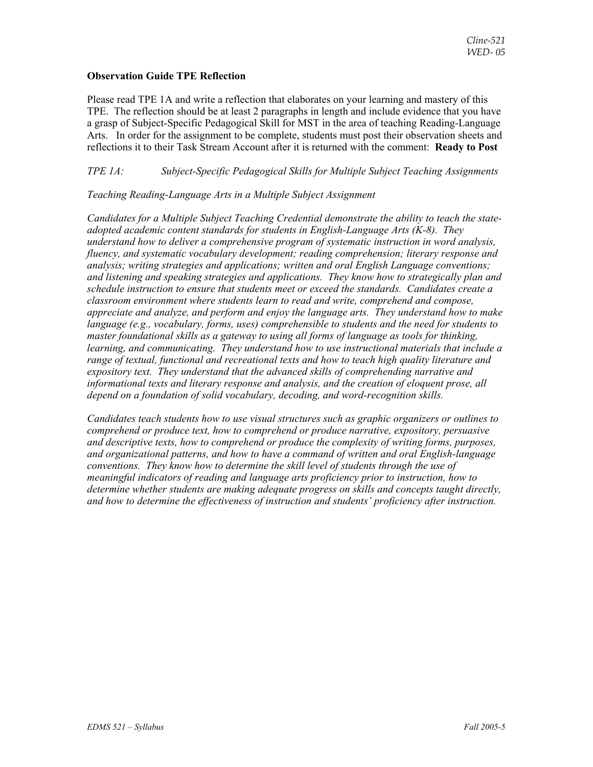**Observation Guide TPE Reflection**

Please read TPE 1A and write a reflection that elaborates on your learning and mastery of this TPE. The reflection should be at least 2 paragraphs in length and include evidence that you have a grasp of Subject-Specific Pedagogical Skill for MST in the area of teaching Reading-Language Arts. In order for the assignment to be complete, students must post their observation sheets and reflections it to their Task Stream Account after it is returned with the comment: **Ready to Post**

*TPE 1A: Subject-Specific Pedagogical Skills for Multiple Subject Teaching Assignments*

*Teaching Reading-Language Arts in a Multiple Subject Assignment*

*Candidates for a Multiple Subject Teaching Credential demonstrate the ability to teach the state-adopted academic content standards for students in English-Language Arts (K-8). They understand how to deliver a comprehensive program of systematic instruction in word analysis, fluency, and systematic vocabulary development; reading comprehension; literary response and analysis; writing strategies and applications; written and oral English Language conventions; and listening and speaking strategies and applications. They know how to strategically plan and schedule instruction to ensure that students meet or exceed the standards. Candidates create a classroom environment where students learn to read and write, comprehend and compose, appreciate and analyze, and perform and enjoy the language arts. They understand how to make language (e.g., vocabulary, forms, uses) comprehensible to students and the need for students to master foundational skills as a gateway to using all forms of language as tools for thinking, learning, and communicating. They understand how to use instructional materials that include a range of textual, functional and recreational texts and how to teach high quality literature and expository text. They understand that the advanced skills of comprehending narrative and informational texts and literary response and analysis, and the creation of eloquent prose, all depend on a foundation of solid vocabulary, decoding, and word-recognition skills.*

*Candidates teach students how to use visual structures such as graphic organizers or outlines to comprehend or produce text, how to comprehend or produce narrative, expository, persuasive and descriptive texts, how to comprehend or produce the complexity of writing forms, purposes, and organizational patterns, and how to have a command of written and oral English-language conventions. They know how to determine the skill level of students through the use of meaningful indicators of reading and language arts proficiency prior to instruction, how to determine whether students are making adequate progress on skills and concepts taught directly, and how to determine the effectiveness of instruction and students' proficiency after instruction.*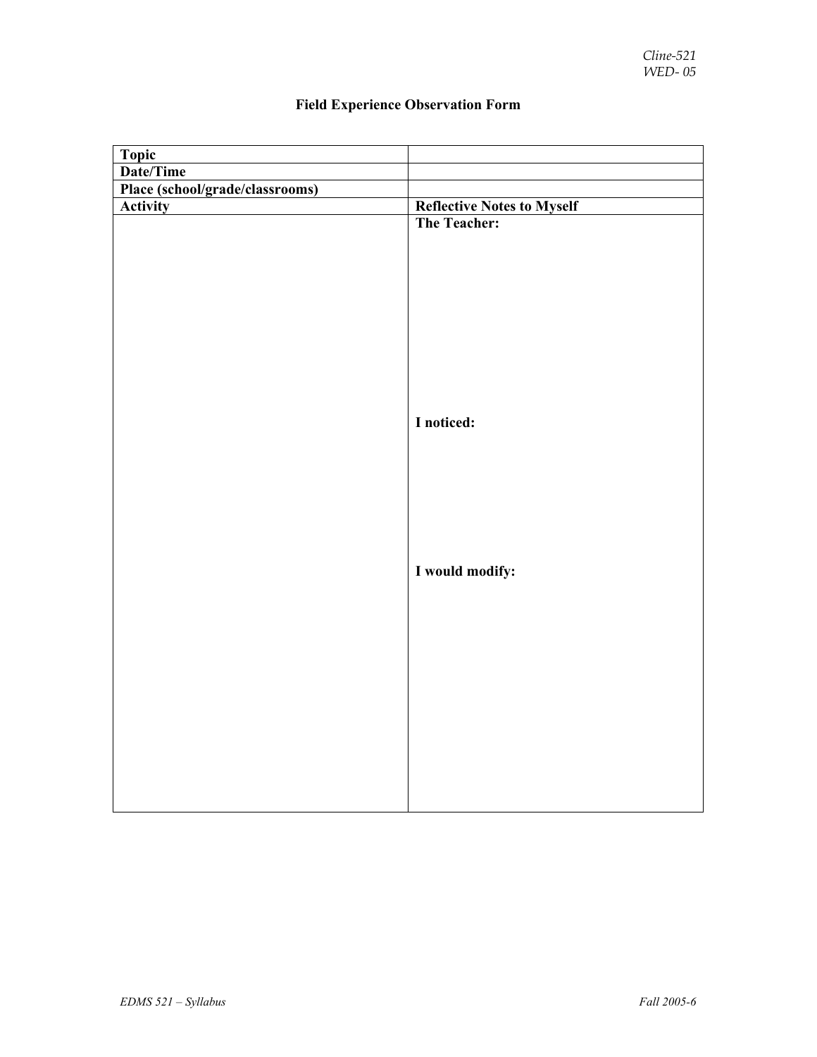# Field Experience Observation Form

| Topic | |
|---|---|
| Date/Time | |
| Place (school/grade/classrooms) | |
| **Activity** | **Reflective Notes to Myself** |
| | **The Teacher:**<br><br><br><br>**I noticed:**<br><br><br><br>**I would modify:** |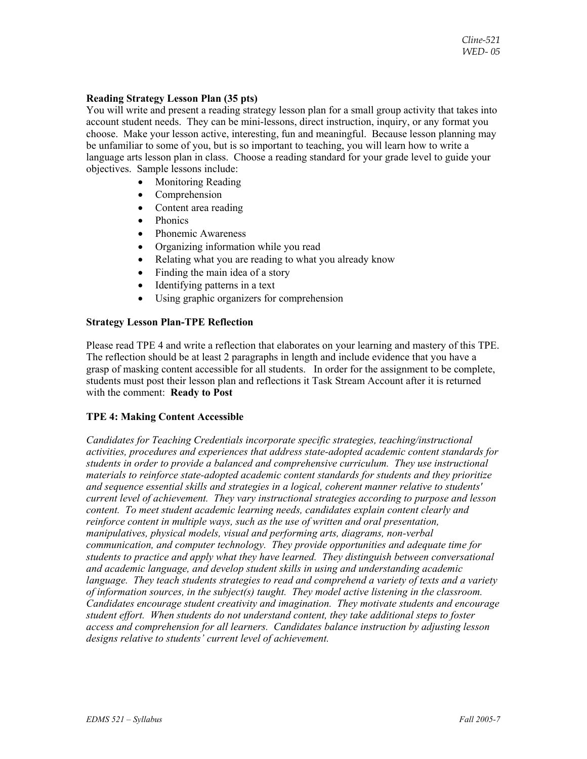**Reading Strategy Lesson Plan (35 pts)**

You will write and present a reading strategy lesson plan for a small group activity that takes into account student needs. They can be mini-lessons, direct instruction, inquiry, or any format you choose. Make your lesson active, interesting, fun and meaningful. Because lesson planning may be unfamiliar to some of you, but is so important to teaching, you will learn how to write a language arts lesson plan in class. Choose a reading standard for your grade level to guide your objectives. Sample lessons include:

- Monitoring Reading
- Comprehension
- Content area reading
- Phonics
- Phonemic Awareness
- Organizing information while you read
- Relating what you are reading to what you already know
- Finding the main idea of a story
- Identifying patterns in a text
- Using graphic organizers for comprehension

**Strategy Lesson Plan-TPE Reflection**

Please read TPE 4 and write a reflection that elaborates on your learning and mastery of this TPE. The reflection should be at least 2 paragraphs in length and include evidence that you have a grasp of masking content accessible for all students. In order for the assignment to be complete, students must post their lesson plan and reflections it Task Stream Account after it is returned with the comment: **Ready to Post**

**TPE 4: Making Content Accessible**

*Candidates for Teaching Credentials incorporate specific strategies, teaching/instructional activities, procedures and experiences that address state-adopted academic content standards for students in order to provide a balanced and comprehensive curriculum. They use instructional materials to reinforce state-adopted academic content standards for students and they prioritize and sequence essential skills and strategies in a logical, coherent manner relative to students' current level of achievement. They vary instructional strategies according to purpose and lesson content. To meet student academic learning needs, candidates explain content clearly and reinforce content in multiple ways, such as the use of written and oral presentation, manipulatives, physical models, visual and performing arts, diagrams, non-verbal communication, and computer technology. They provide opportunities and adequate time for students to practice and apply what they have learned. They distinguish between conversational and academic language, and develop student skills in using and understanding academic language. They teach students strategies to read and comprehend a variety of texts and a variety of information sources, in the subject(s) taught. They model active listening in the classroom. Candidates encourage student creativity and imagination. They motivate students and encourage student effort. When students do not understand content, they take additional steps to foster access and comprehension for all learners. Candidates balance instruction by adjusting lesson designs relative to students' current level of achievement.*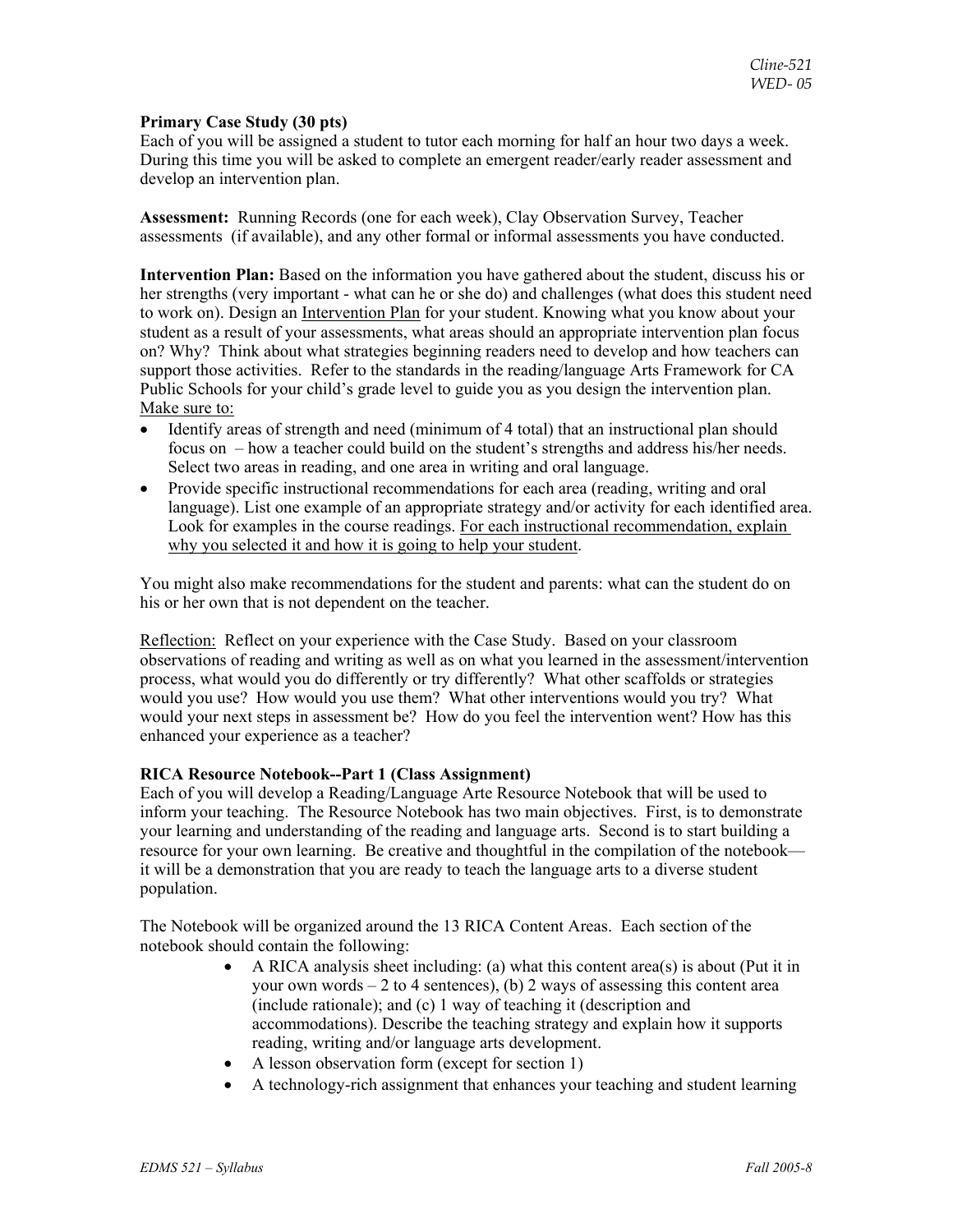**Primary Case Study (30 pts)**
Each of you will be assigned a student to tutor each morning for half an hour two days a week. During this time you will be asked to complete an emergent reader/early reader assessment and develop an intervention plan.

**Assessment:** Running Records (one for each week), Clay Observation Survey, Teacher assessments (if available), and any other formal or informal assessments you have conducted.

**Intervention Plan:** Based on the information you have gathered about the student, discuss his or her strengths (very important - what can he or she do) and challenges (what does this student need to work on). Design an Intervention Plan for your student. Knowing what you know about your student as a result of your assessments, what areas should an appropriate intervention plan focus on? Why? Think about what strategies beginning readers need to develop and how teachers can support those activities. Refer to the standards in the reading/language Arts Framework for CA Public Schools for your child's grade level to guide you as you design the intervention plan. Make sure to:

- Identify areas of strength and need (minimum of 4 total) that an instructional plan should focus on – how a teacher could build on the student's strengths and address his/her needs. Select two areas in reading, and one area in writing and oral language.
- Provide specific instructional recommendations for each area (reading, writing and oral language). List one example of an appropriate strategy and/or activity for each identified area. Look for examples in the course readings. For each instructional recommendation, explain why you selected it and how it is going to help your student.

You might also make recommendations for the student and parents: what can the student do on his or her own that is not dependent on the teacher.

Reflection: Reflect on your experience with the Case Study. Based on your classroom observations of reading and writing as well as on what you learned in the assessment/intervention process, what would you do differently or try differently? What other scaffolds or strategies would you use? How would you use them? What other interventions would you try? What would your next steps in assessment be? How do you feel the intervention went? How has this enhanced your experience as a teacher?

**RICA Resource Notebook--Part 1 (Class Assignment)**
Each of you will develop a Reading/Language Arte Resource Notebook that will be used to inform your teaching. The Resource Notebook has two main objectives. First, is to demonstrate your learning and understanding of the reading and language arts. Second is to start building a resource for your own learning. Be creative and thoughtful in the compilation of the notebook—it will be a demonstration that you are ready to teach the language arts to a diverse student population.

The Notebook will be organized around the 13 RICA Content Areas. Each section of the notebook should contain the following:

- A RICA analysis sheet including: (a) what this content area(s) is about (Put it in your own words – 2 to 4 sentences), (b) 2 ways of assessing this content area (include rationale); and (c) 1 way of teaching it (description and accommodations). Describe the teaching strategy and explain how it supports reading, writing and/or language arts development.
- A lesson observation form (except for section 1)
- A technology-rich assignment that enhances your teaching and student learning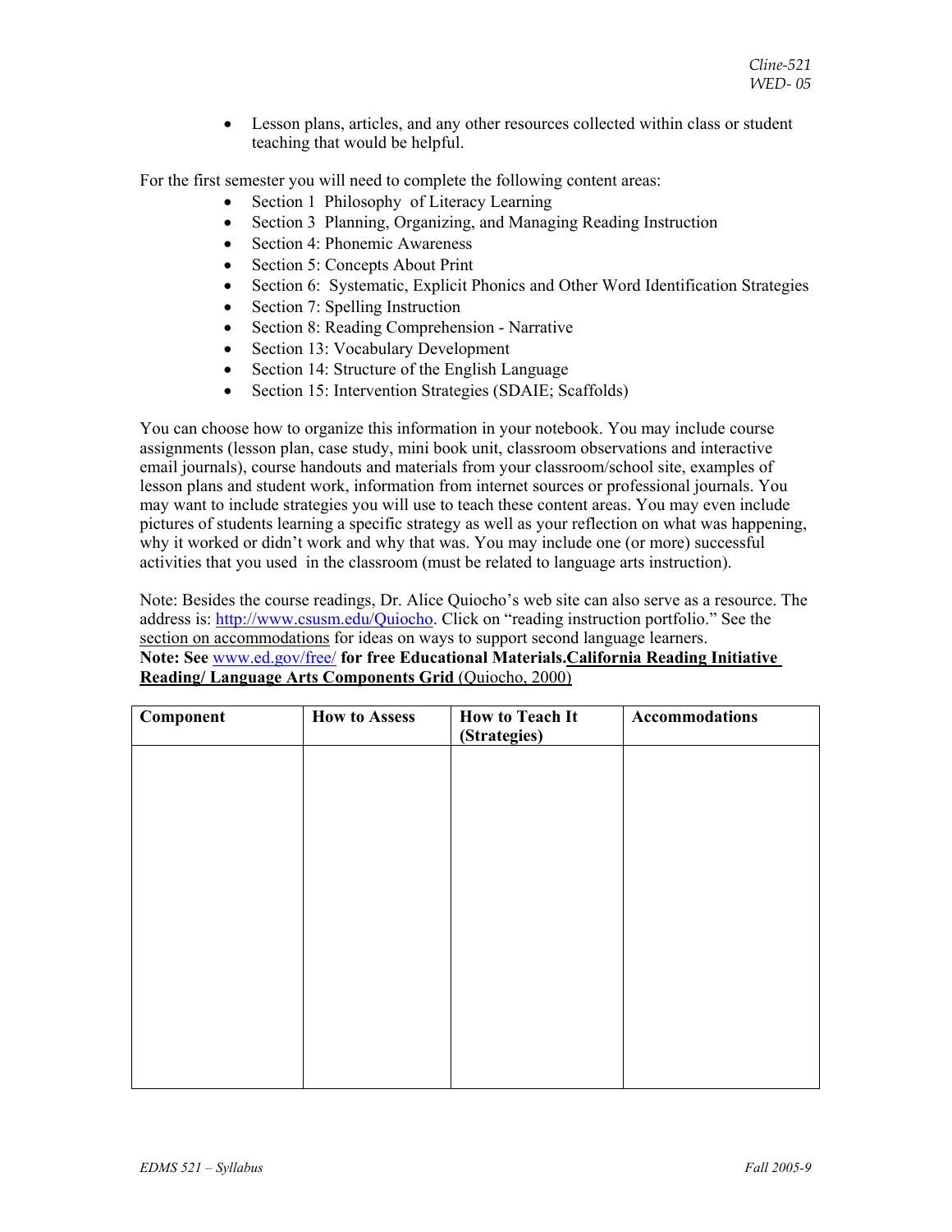- Lesson plans, articles, and any other resources collected within class or student teaching that would be helpful.

For the first semester you will need to complete the following content areas:

- Section 1 Philosophy of Literacy Learning
- Section 3 Planning, Organizing, and Managing Reading Instruction
- Section 4: Phonemic Awareness
- Section 5: Concepts About Print
- Section 6: Systematic, Explicit Phonics and Other Word Identification Strategies
- Section 7: Spelling Instruction
- Section 8: Reading Comprehension - Narrative
- Section 13: Vocabulary Development
- Section 14: Structure of the English Language
- Section 15: Intervention Strategies (SDAIE; Scaffolds)

You can choose how to organize this information in your notebook. You may include course assignments (lesson plan, case study, mini book unit, classroom observations and interactive email journals), course handouts and materials from your classroom/school site, examples of lesson plans and student work, information from internet sources or professional journals. You may want to include strategies you will use to teach these content areas. You may even include pictures of students learning a specific strategy as well as your reflection on what was happening, why it worked or didn't work and why that was. You may include one (or more) successful activities that you used in the classroom (must be related to language arts instruction).

Note: Besides the course readings, Dr. Alice Quiocho's web site can also serve as a resource. The address is: http://www.csusm.edu/Quiocho. Click on "reading instruction portfolio." See the section on accommodations for ideas on ways to support second language learners.

**Note: See www.ed.gov/free/ for free Educational Materials.** **California Reading Initiative Reading/ Language Arts Components Grid** (Quiocho, 2000)

| Component | How to Assess | How to Teach It (Strategies) | Accommodations |
|---|---|---|---|
| | | | |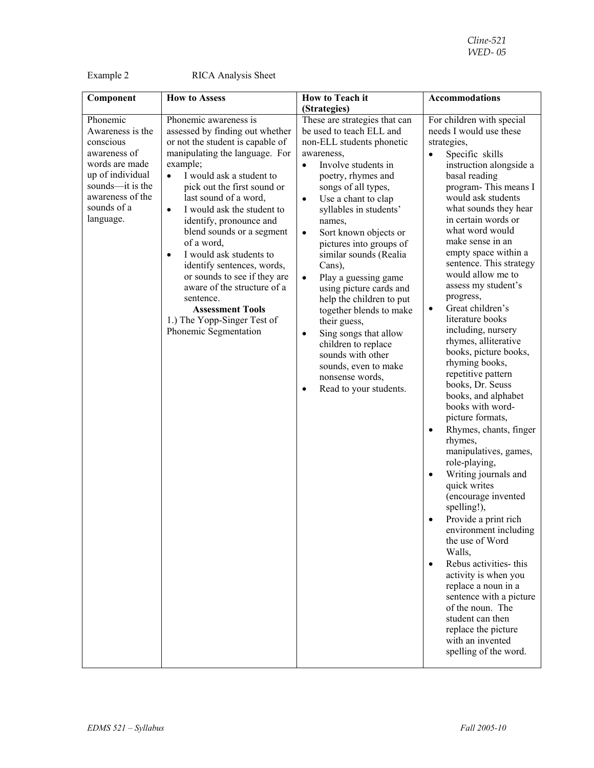Example 2 RICA Analysis Sheet

| Component | How to Assess | How to Teach it (Strategies) | Accommodations |
|---|---|---|---|
| Phonemic Awareness is the conscious awareness of words are made up of individual sounds—it is the awareness of the sounds of a language. | Phonemic awareness is assessed by finding out whether or not the student is capable of manipulating the language. For example;<br>• I would ask a student to pick out the first sound or last sound of a word,<br>• I would ask the student to identify, pronounce and blend sounds or a segment of a word,<br>• I would ask students to identify sentences, words, or sounds to see if they are aware of the structure of a sentence.<br>**Assessment Tools**<br>1.) The Yopp-Singer Test of Phonemic Segmentation | These are strategies that can be used to teach ELL and non-ELL students phonetic awareness,<br>• Involve students in poetry, rhymes and songs of all types,<br>• Use a chant to clap syllables in students' names,<br>• Sort known objects or pictures into groups of similar sounds (Realia Cans),<br>• Play a guessing game using picture cards and help the children to put together blends to make their guess,<br>• Sing songs that allow children to replace sounds with other sounds, even to make nonsense words,<br>• Read to your students. | For children with special needs I would use these strategies,<br>• Specific skills instruction alongside a basal reading program- This means I would ask students what sounds they hear in certain words or what word would make sense in an empty space within a sentence. This strategy would allow me to assess my student's progress,<br>• Great children's literature books including, nursery rhymes, alliterative books, picture books, rhyming books, repetitive pattern books, Dr. Seuss books, and alphabet books with word-picture formats,<br>• Rhymes, chants, finger rhymes, manipulatives, games, role-playing,<br>• Writing journals and quick writes (encourage invented spelling!),<br>• Provide a print rich environment including the use of Word Walls,<br>• Rebus activities- this activity is when you replace a noun in a sentence with a picture of the noun. The student can then replace the picture with an invented spelling of the word. |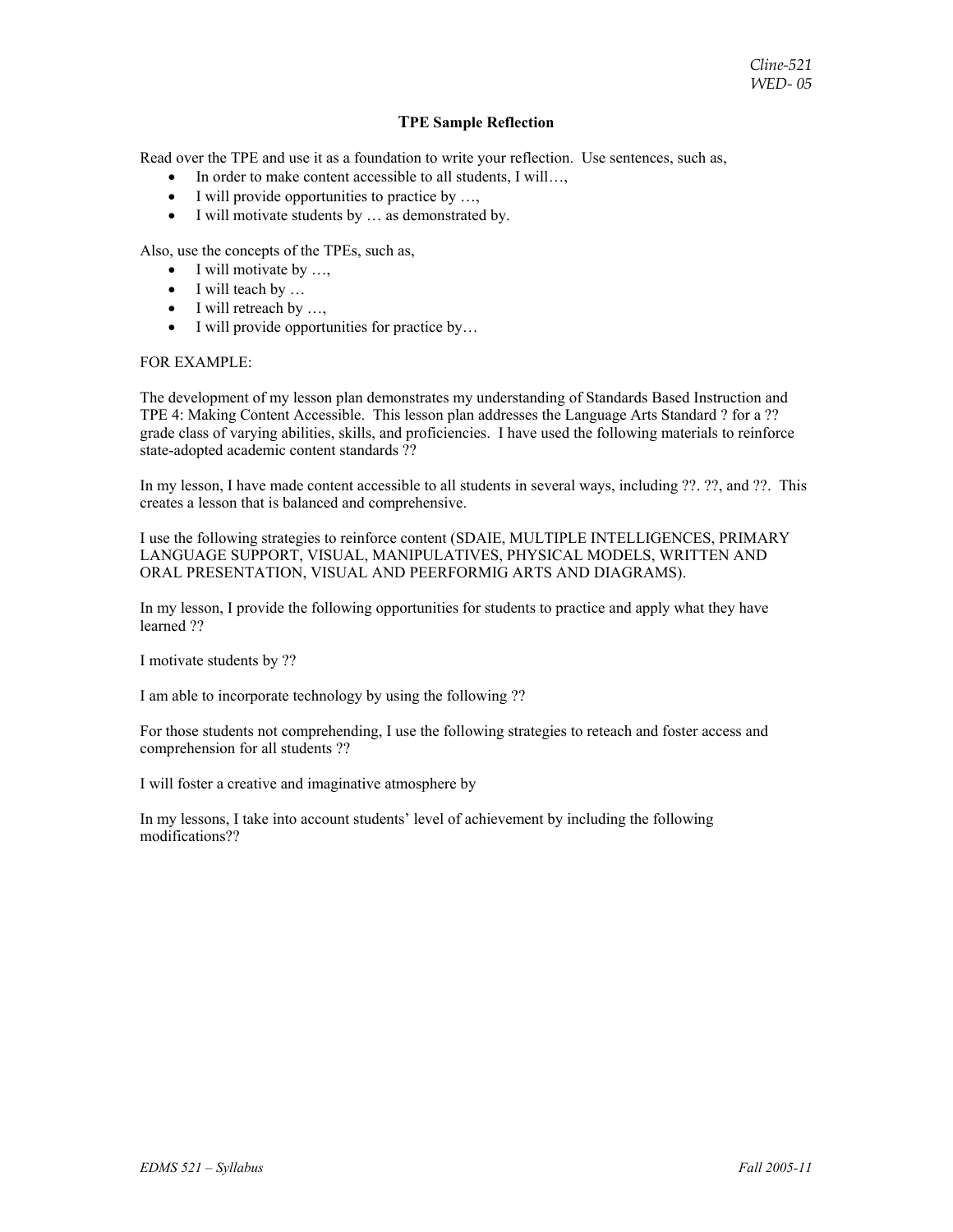# TPE Sample Reflection

Read over the TPE and use it as a foundation to write your reflection. Use sentences, such as,

- In order to make content accessible to all students, I will…,
- I will provide opportunities to practice by …,
- I will motivate students by … as demonstrated by.

Also, use the concepts of the TPEs, such as,

- I will motivate by …,
- I will teach by …
- I will retreach by …,
- I will provide opportunities for practice by…

FOR EXAMPLE:

The development of my lesson plan demonstrates my understanding of Standards Based Instruction and TPE 4: Making Content Accessible. This lesson plan addresses the Language Arts Standard ? for a ?? grade class of varying abilities, skills, and proficiencies. I have used the following materials to reinforce state-adopted academic content standards ??

In my lesson, I have made content accessible to all students in several ways, including ??. ??, and ??. This creates a lesson that is balanced and comprehensive.

I use the following strategies to reinforce content (SDAIE, MULTIPLE INTELLIGENCES, PRIMARY LANGUAGE SUPPORT, VISUAL, MANIPULATIVES, PHYSICAL MODELS, WRITTEN AND ORAL PRESENTATION, VISUAL AND PEERFORMIG ARTS AND DIAGRAMS).

In my lesson, I provide the following opportunities for students to practice and apply what they have learned ??

I motivate students by ??

I am able to incorporate technology by using the following ??

For those students not comprehending, I use the following strategies to reteach and foster access and comprehension for all students ??

I will foster a creative and imaginative atmosphere by

In my lessons, I take into account students' level of achievement by including the following modifications??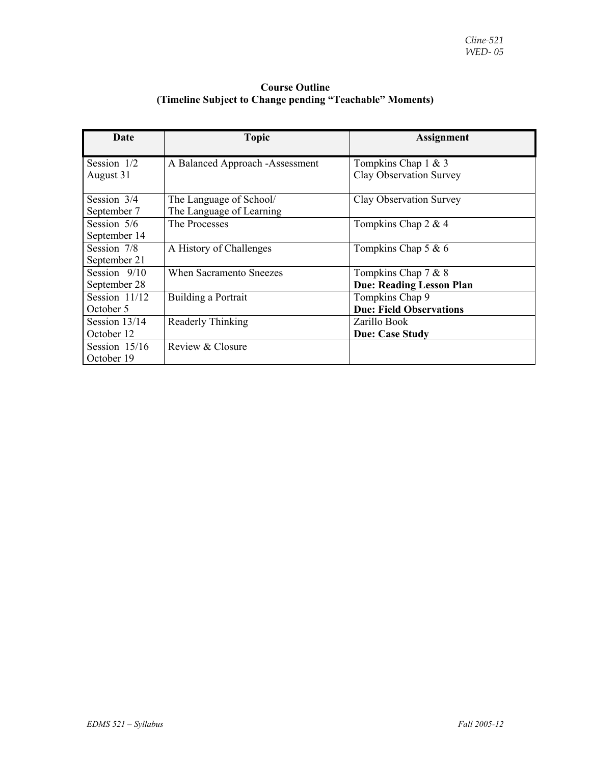**Course Outline**
**(Timeline Subject to Change pending "Teachable" Moments)**

| Date | Topic | Assignment |
|---|---|---|
| Session 1/2 August 31 | A Balanced Approach -Assessment | Tompkins Chap 1 & 3 Clay Observation Survey |
| Session 3/4 September 7 | The Language of School/ The Language of Learning | Clay Observation Survey |
| Session 5/6 September 14 | The Processes | Tompkins Chap 2 & 4 |
| Session 7/8 September 21 | A History of Challenges | Tompkins Chap 5 & 6 |
| Session 9/10 September 28 | When Sacramento Sneezes | Tompkins Chap 7 & 8 **Due: Reading Lesson Plan** |
| Session 11/12 October 5 | Building a Portrait | Tompkins Chap 9 **Due: Field Observations** |
| Session 13/14 October 12 | Readerly Thinking | Zarillo Book **Due: Case Study** |
| Session 15/16 October 19 | Review & Closure | |